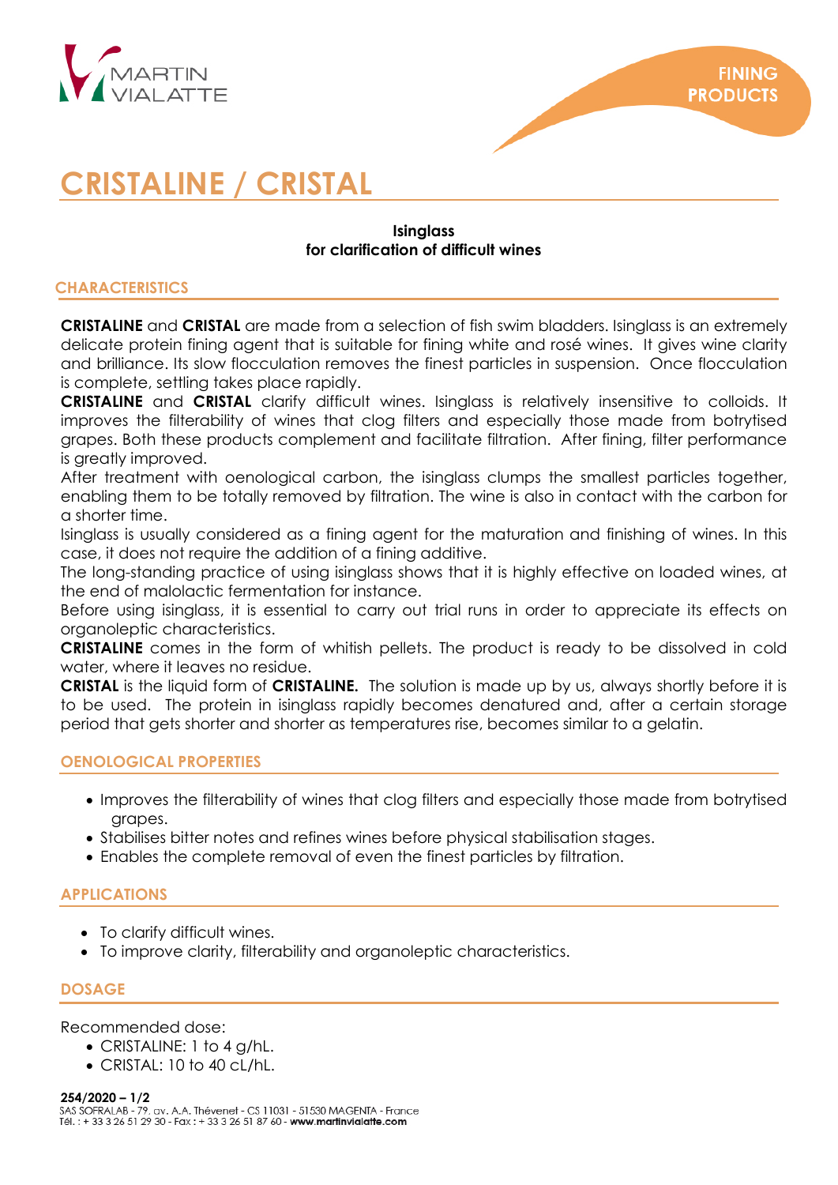# CRISTALINE / CRISTAL

**Isinglass**
**for clarification of difficult wines**

## CHARACTERISTICS

**CRISTALINE** and **CRISTAL** are made from a selection of fish swim bladders. Isinglass is an extremely delicate protein fining agent that is suitable for fining white and rosé wines. It gives wine clarity and brilliance. Its slow flocculation removes the finest particles in suspension. Once flocculation is complete, settling takes place rapidly.

**CRISTALINE** and **CRISTAL** clarify difficult wines. Isinglass is relatively insensitive to colloids. It improves the filterability of wines that clog filters and especially those made from botrytised grapes. Both these products complement and facilitate filtration. After fining, filter performance is greatly improved.

After treatment with oenological carbon, the isinglass clumps the smallest particles together, enabling them to be totally removed by filtration. The wine is also in contact with the carbon for a shorter time.

Isinglass is usually considered as a fining agent for the maturation and finishing of wines. In this case, it does not require the addition of a fining additive.

The long-standing practice of using isinglass shows that it is highly effective on loaded wines, at the end of malolactic fermentation for instance.

Before using isinglass, it is essential to carry out trial runs in order to appreciate its effects on organoleptic characteristics.

**CRISTALINE** comes in the form of whitish pellets. The product is ready to be dissolved in cold water, where it leaves no residue.

**CRISTAL** is the liquid form of **CRISTALINE.** The solution is made up by us, always shortly before it is to be used. The protein in isinglass rapidly becomes denatured and, after a certain storage period that gets shorter and shorter as temperatures rise, becomes similar to a gelatin.

## OENOLOGICAL PROPERTIES

- Improves the filterability of wines that clog filters and especially those made from botrytised grapes.
- Stabilises bitter notes and refines wines before physical stabilisation stages.
- Enables the complete removal of even the finest particles by filtration.

## APPLICATIONS

- To clarify difficult wines.
- To improve clarity, filterability and organoleptic characteristics.

## DOSAGE

Recommended dose:

- CRISTALINE: 1 to 4 g/hL.
- CRISTAL: 10 to 40 cL/hL.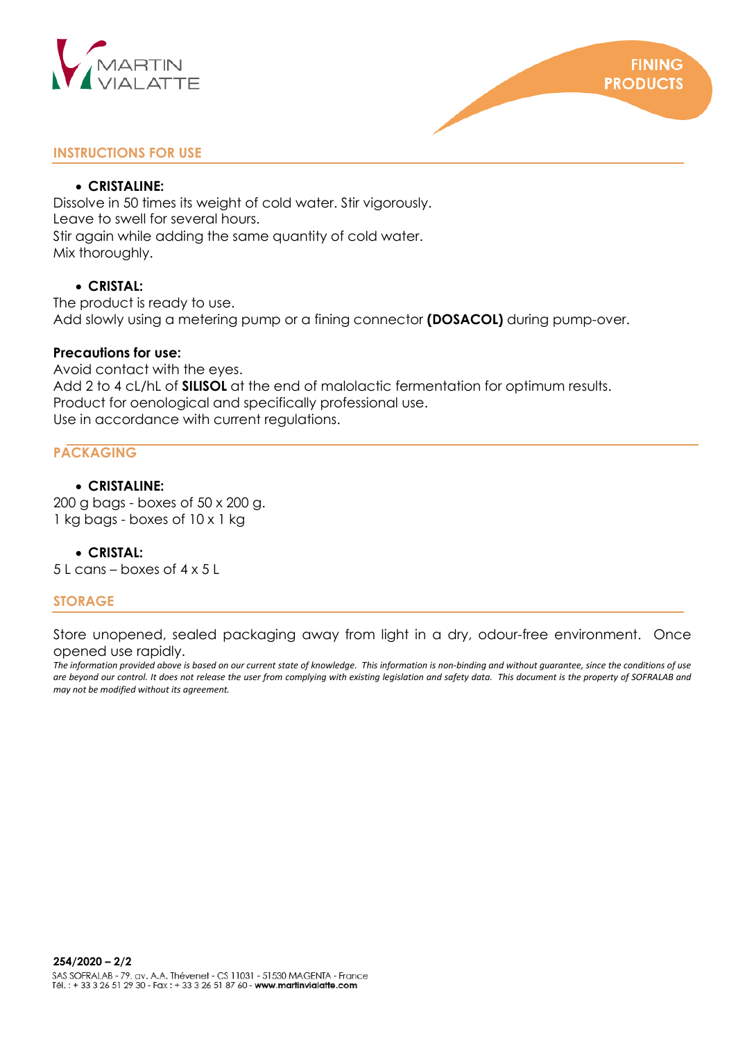## INSTRUCTIONS FOR USE

- **CRISTALINE:**

Dissolve in 50 times its weight of cold water. Stir vigorously.
Leave to swell for several hours.
Stir again while adding the same quantity of cold water.
Mix thoroughly.

- **CRISTAL:**

The product is ready to use.
Add slowly using a metering pump or a fining connector **(DOSACOL)** during pump-over.

**Precautions for use:**
Avoid contact with the eyes.
Add 2 to 4 cL/hL of **SILISOL** at the end of malolactic fermentation for optimum results.
Product for oenological and specifically professional use.
Use in accordance with current regulations.

## PACKAGING

- **CRISTALINE:**

200 g bags - boxes of 50 x 200 g.
1 kg bags - boxes of 10 x 1 kg

- **CRISTAL:**

5 L cans – boxes of 4 x 5 L

## STORAGE

Store unopened, sealed packaging away from light in a dry, odour-free environment. Once opened use rapidly.

*The information provided above is based on our current state of knowledge. This information is non-binding and without guarantee, since the conditions of use are beyond our control. It does not release the user from complying with existing legislation and safety data. This document is the property of SOFRALAB and may not be modified without its agreement.*

**254/2020**

SAS SOFRALAB - 79, av. A.A. Thévenet - CS 11031 - 51530 MAGENTA - France
Tél. : + 33 3 26 51 29 30 - Fax : + 33 3 26 51 87 60 - **www.martinvialatte.com**